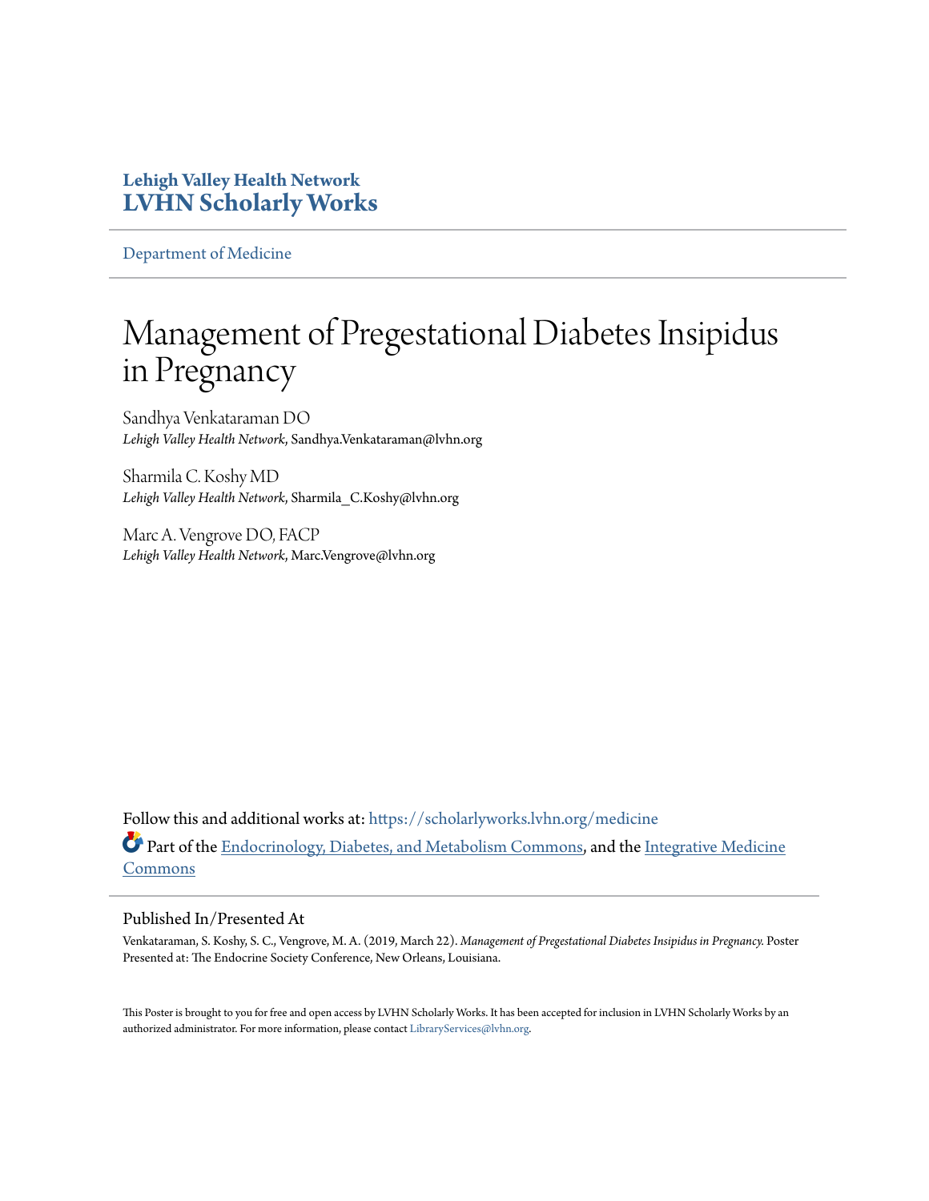**Lehigh Valley Health Network**
**LVHN Scholarly Works**

Department of Medicine

# Management of Pregestational Diabetes Insipidus in Pregnancy

Sandhya Venkataraman DO
*Lehigh Valley Health Network*, Sandhya.Venkataraman@lvhn.org

Sharmila C. Koshy MD
*Lehigh Valley Health Network*, Sharmila_C.Koshy@lvhn.org

Marc A. Vengrove DO, FACP
*Lehigh Valley Health Network*, Marc.Vengrove@lvhn.org

Follow this and additional works at: https://scholarlyworks.lvhn.org/medicine

Part of the Endocrinology, Diabetes, and Metabolism Commons, and the Integrative Medicine Commons

## Published In/Presented At

Venkataraman, S. Koshy, S. C., Vengrove, M. A. (2019, March 22). *Management of Pregestational Diabetes Insipidus in Pregnancy.* Poster Presented at: The Endocrine Society Conference, New Orleans, Louisiana.

This Poster is brought to you for free and open access by LVHN Scholarly Works. It has been accepted for inclusion in LVHN Scholarly Works by an authorized administrator. For more information, please contact LibraryServices@lvhn.org.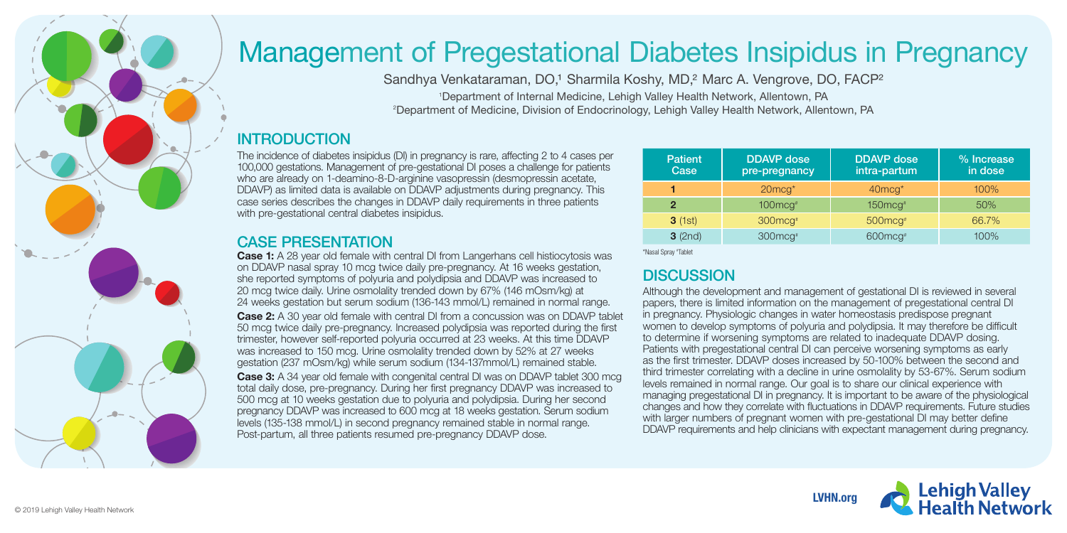# Management of Pregestational Diabetes Insipidus in Pregnancy

Sandhya Venkataraman, DO,[1] Sharmila Koshy, MD,[2] Marc A. Vengrove, DO, FACP[2]

[1]Department of Internal Medicine, Lehigh Valley Health Network, Allentown, PA

[2]Department of Medicine, Division of Endocrinology, Lehigh Valley Health Network, Allentown, PA

## INTRODUCTION

The incidence of diabetes insipidus (DI) in pregnancy is rare, affecting 2 to 4 cases per 100,000 gestations. Management of pre-gestational DI poses a challenge for patients who are already on 1-deamino-8-D-arginine vasopressin (desmopressin acetate, DDAVP) as limited data is available on DDAVP adjustments during pregnancy. This case series describes the changes in DDAVP daily requirements in three patients with pre-gestational central diabetes insipidus.

## CASE PRESENTATION

**Case 1:** A 28 year old female with central DI from Langerhans cell histiocytosis was on DDAVP nasal spray 10 mcg twice daily pre-pregnancy. At 16 weeks gestation, she reported symptoms of polyuria and polydipsia and DDAVP was increased to 20 mcg twice daily. Urine osmolality trended down by 67% (146 mOsm/kg) at 24 weeks gestation but serum sodium (136-143 mmol/L) remained in normal range.

**Case 2:** A 30 year old female with central DI from a concussion was on DDAVP tablet 50 mcg twice daily pre-pregnancy. Increased polydipsia was reported during the first trimester, however self-reported polyuria occurred at 23 weeks. At this time DDAVP was increased to 150 mcg. Urine osmolality trended down by 52% at 27 weeks gestation (237 mOsm/kg) while serum sodium (134-137mmol/L) remained stable.

**Case 3:** A 34 year old female with congenital central DI was on DDAVP tablet 300 mcg total daily dose, pre-pregnancy. During her first pregnancy DDAVP was increased to 500 mcg at 10 weeks gestation due to polyuria and polydipsia. During her second pregnancy DDAVP was increased to 600 mcg at 18 weeks gestation. Serum sodium levels (135-138 mmol/L) in second pregnancy remained stable in normal range. Post-partum, all three patients resumed pre-pregnancy DDAVP dose.

| Patient Case | DDAVP dose pre-pregnancy | DDAVP dose intra-partum | % Increase in dose |
|---|---|---|---|
| **1** | 20mcg* | 40mcg* | 100% |
| **2** | 100mcg# | 150mcg# | 50% |
| **3** (1st) | 300mcg# | 500mcg# | 66.7% |
| **3** (2nd) | 300mcg# | 600mcg# | 100% |

*Nasal Spray #Tablet

## DISCUSSION

Although the development and management of gestational DI is reviewed in several papers, there is limited information on the management of pregestational central DI in pregnancy. Physiologic changes in water homeostasis predispose pregnant women to develop symptoms of polyuria and polydipsia. It may therefore be difficult to determine if worsening symptoms are related to inadequate DDAVP dosing. Patients with pregestational central DI can perceive worsening symptoms as early as the first trimester. DDAVP doses increased by 50-100% between the second and third trimester correlating with a decline in urine osmolality by 53-67%. Serum sodium levels remained in normal range. Our goal is to share our clinical experience with managing pregestational DI in pregnancy. It is important to be aware of the physiological changes and how they correlate with fluctuations in DDAVP requirements. Future studies with larger numbers of pregnant women with pre-gestational DI may better define DDAVP requirements and help clinicians with expectant management during pregnancy.

© 2019 Lehigh Valley Health Network

LVHN.org

Lehigh Valley Health Network